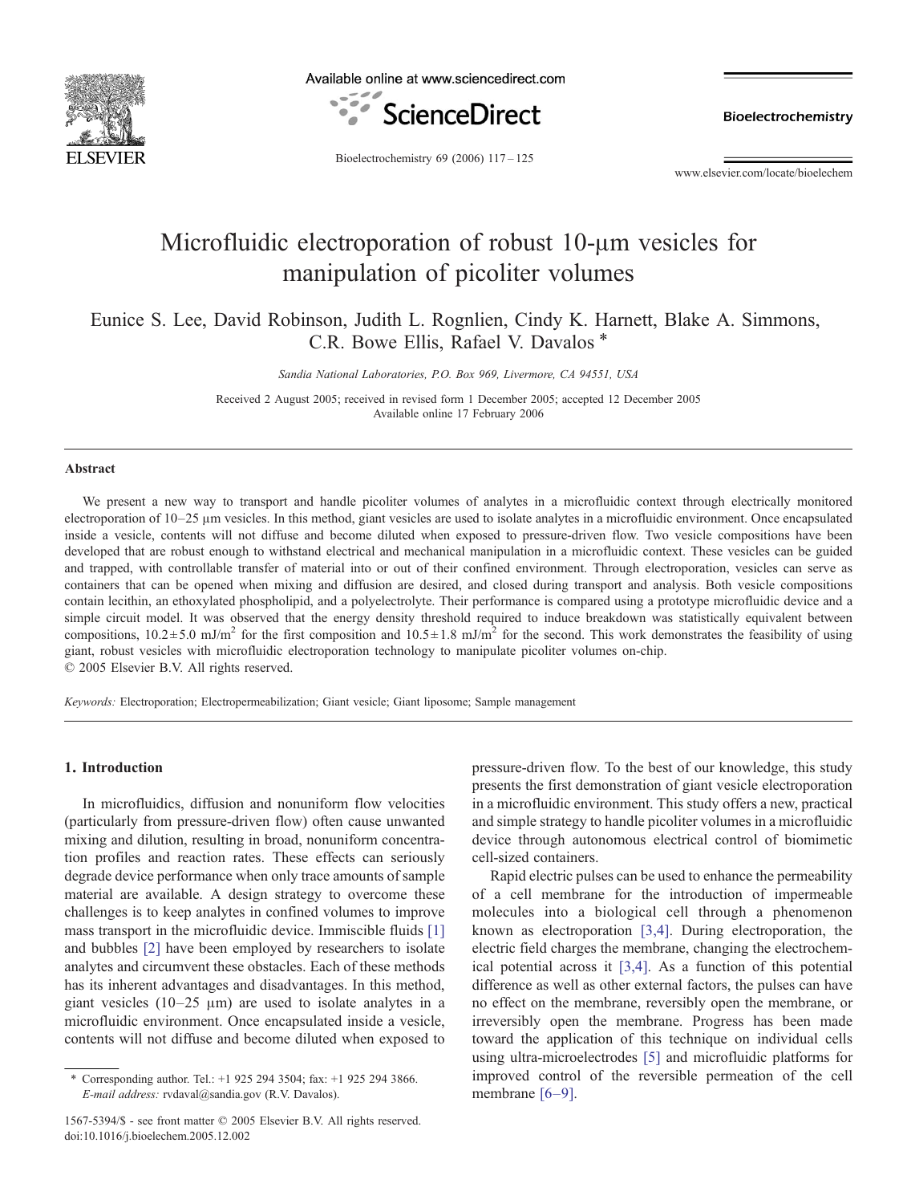# Microfluidic electroporation of robust 10-μm vesicles for manipulation of picoliter volumes

Eunice S. Lee, David Robinson, Judith L. Rognlien, Cindy K. Harnett, Blake A. Simmons, C.R. Bowe Ellis, Rafael V. Davalos *

*Sandia National Laboratories, P.O. Box 969, Livermore, CA 94551, USA*

Received 2 August 2005; received in revised form 1 December 2005; accepted 12 December 2005
Available online 17 February 2006

## Abstract

We present a new way to transport and handle picoliter volumes of analytes in a microfluidic context through electrically monitored electroporation of 10–25 μm vesicles. In this method, giant vesicles are used to isolate analytes in a microfluidic environment. Once encapsulated inside a vesicle, contents will not diffuse and become diluted when exposed to pressure-driven flow. Two vesicle compositions have been developed that are robust enough to withstand electrical and mechanical manipulation in a microfluidic context. These vesicles can be guided and trapped, with controllable transfer of material into or out of their confined environment. Through electroporation, vesicles can serve as containers that can be opened when mixing and diffusion are desired, and closed during transport and analysis. Both vesicle compositions contain lecithin, an ethoxylated phospholipid, and a polyelectrolyte. Their performance is compared using a prototype microfluidic device and a simple circuit model. It was observed that the energy density threshold required to induce breakdown was statistically equivalent between compositions, $10.2 \pm 5.0$ mJ/m$^2$ for the first composition and $10.5 \pm 1.8$ mJ/m$^2$ for the second. This work demonstrates the feasibility of using giant, robust vesicles with microfluidic electroporation technology to manipulate picoliter volumes on-chip.
© 2005 Elsevier B.V. All rights reserved.

*Keywords:* Electroporation; Electropermeabilization; Giant vesicle; Giant liposome; Sample management

## 1. Introduction

In microfluidics, diffusion and nonuniform flow velocities (particularly from pressure-driven flow) often cause unwanted mixing and dilution, resulting in broad, nonuniform concentration profiles and reaction rates. These effects can seriously degrade device performance when only trace amounts of sample material are available. A design strategy to overcome these challenges is to keep analytes in confined volumes to improve mass transport in the microfluidic device. Immiscible fluids [1] and bubbles [2] have been employed by researchers to isolate analytes and circumvent these obstacles. Each of these methods has its inherent advantages and disadvantages. In this method, giant vesicles (10–25 μm) are used to isolate analytes in a microfluidic environment. Once encapsulated inside a vesicle, contents will not diffuse and become diluted when exposed to pressure-driven flow. To the best of our knowledge, this study presents the first demonstration of giant vesicle electroporation in a microfluidic environment. This study offers a new, practical and simple strategy to handle picoliter volumes in a microfluidic device through autonomous electrical control of biomimetic cell-sized containers.

Rapid electric pulses can be used to enhance the permeability of a cell membrane for the introduction of impermeable molecules into a biological cell through a phenomenon known as electroporation [3,4]. During electroporation, the electric field charges the membrane, changing the electrochemical potential across it [3,4]. As a function of this potential difference as well as other external factors, the pulses can have no effect on the membrane, reversibly open the membrane, or irreversibly open the membrane. Progress has been made toward the application of this technique on individual cells using ultra-microelectrodes [5] and microfluidic platforms for improved control of the reversible permeation of the cell membrane [6–9].

* Corresponding author. Tel.: +1 925 294 3504; fax: +1 925 294 3866.
*E-mail address:* rvdaval@sandia.gov (R.V. Davalos).

1567-5394/$ - see front matter © 2005 Elsevier B.V. All rights reserved.
doi:10.1016/j.bioelechem.2005.12.002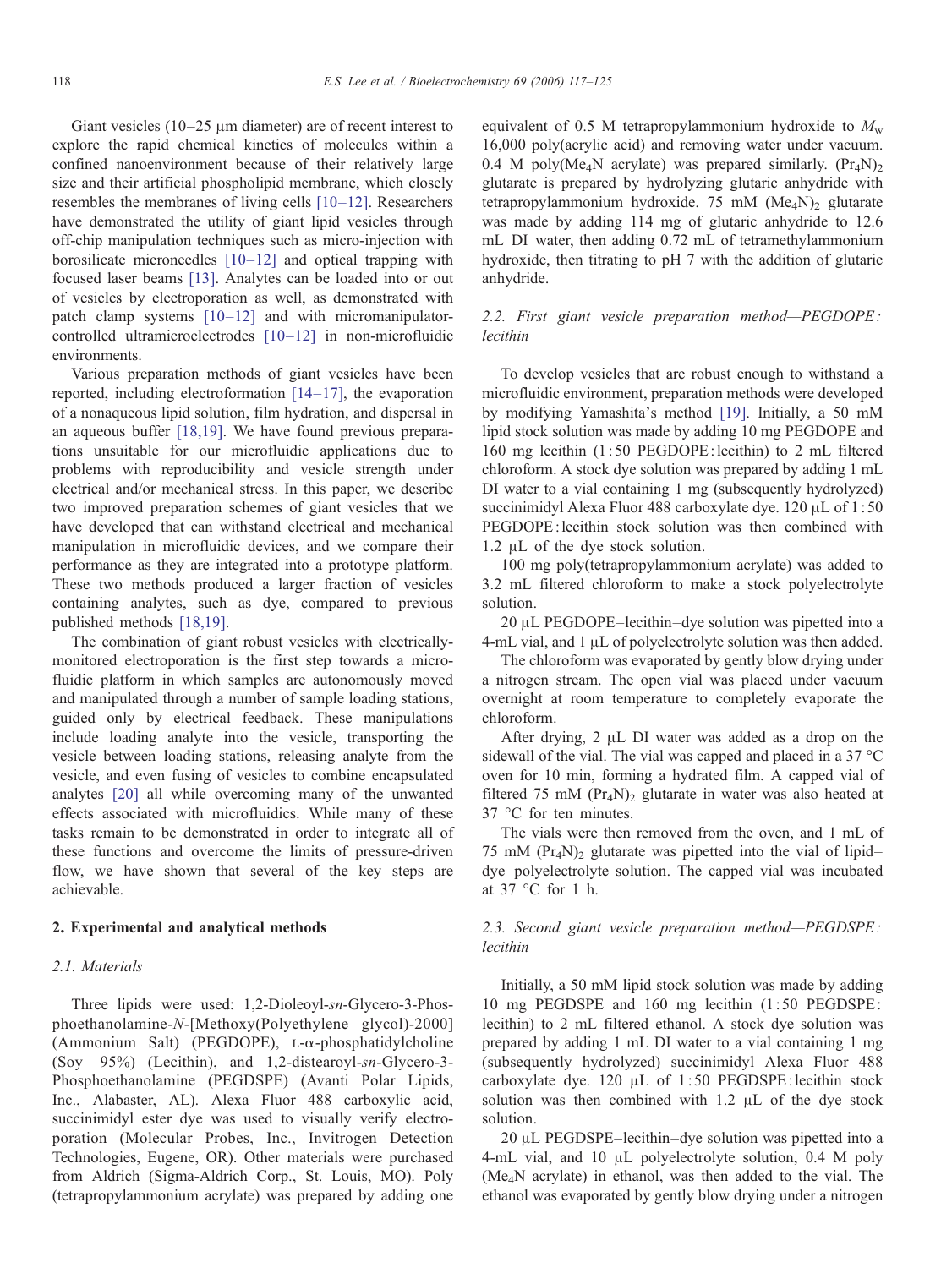Giant vesicles (10–25 μm diameter) are of recent interest to explore the rapid chemical kinetics of molecules within a confined nanoenvironment because of their relatively large size and their artificial phospholipid membrane, which closely resembles the membranes of living cells [10–12]. Researchers have demonstrated the utility of giant lipid vesicles through off-chip manipulation techniques such as micro-injection with borosilicate microneedles [10–12] and optical trapping with focused laser beams [13]. Analytes can be loaded into or out of vesicles by electroporation as well, as demonstrated with patch clamp systems [10–12] and with micromanipulator-controlled ultramicroelectrodes [10–12] in non-microfluidic environments.

Various preparation methods of giant vesicles have been reported, including electroformation [14–17], the evaporation of a nonaqueous lipid solution, film hydration, and dispersal in an aqueous buffer [18,19]. We have found previous preparations unsuitable for our microfluidic applications due to problems with reproducibility and vesicle strength under electrical and/or mechanical stress. In this paper, we describe two improved preparation schemes of giant vesicles that we have developed that can withstand electrical and mechanical manipulation in microfluidic devices, and we compare their performance as they are integrated into a prototype platform. These two methods produced a larger fraction of vesicles containing analytes, such as dye, compared to previous published methods [18,19].

The combination of giant robust vesicles with electrically-monitored electroporation is the first step towards a microfluidic platform in which samples are autonomously moved and manipulated through a number of sample loading stations, guided only by electrical feedback. These manipulations include loading analyte into the vesicle, transporting the vesicle between loading stations, releasing analyte from the vesicle, and even fusing of vesicles to combine encapsulated analytes [20] all while overcoming many of the unwanted effects associated with microfluidics. While many of these tasks remain to be demonstrated in order to integrate all of these functions and overcome the limits of pressure-driven flow, we have shown that several of the key steps are achievable.

## 2. Experimental and analytical methods

### 2.1. Materials

Three lipids were used: 1,2-Dioleoyl-*sn*-Glycero-3-Phosphoethanolamine-*N*-[Methoxy(Polyethylene glycol)-2000] (Ammonium Salt) (PEGDOPE), L-α-phosphatidylcholine (Soy—95%) (Lecithin), and 1,2-distearoyl-*sn*-Glycero-3-Phosphoethanolamine (PEGDSPE) (Avanti Polar Lipids, Inc., Alabaster, AL). Alexa Fluor 488 carboxylic acid, succinimidyl ester dye was used to visually verify electroporation (Molecular Probes, Inc., Invitrogen Detection Technologies, Eugene, OR). Other materials were purchased from Aldrich (Sigma-Aldrich Corp., St. Louis, MO). Poly (tetrapropylammonium acrylate) was prepared by adding one equivalent of 0.5 M tetrapropylammonium hydroxide to $M_w$ 16,000 poly(acrylic acid) and removing water under vacuum. 0.4 M poly($Me_4N$ acrylate) was prepared similarly. $(Pr_4N)_2$ glutarate is prepared by hydrolyzing glutaric anhydride with tetrapropylammonium hydroxide. 75 mM $(Me_4N)_2$ glutarate was made by adding 114 mg of glutaric anhydride to 12.6 mL DI water, then adding 0.72 mL of tetramethylammonium hydroxide, then titrating to pH 7 with the addition of glutaric anhydride.

### 2.2. First giant vesicle preparation method—PEGDOPE: lecithin

To develop vesicles that are robust enough to withstand a microfluidic environment, preparation methods were developed by modifying Yamashita's method [19]. Initially, a 50 mM lipid stock solution was made by adding 10 mg PEGDOPE and 160 mg lecithin (1 : 50 PEGDOPE : lecithin) to 2 mL filtered chloroform. A stock dye solution was prepared by adding 1 mL DI water to a vial containing 1 mg (subsequently hydrolyzed) succinimidyl Alexa Fluor 488 carboxylate dye. 120 μL of 1 : 50 PEGDOPE : lecithin stock solution was then combined with 1.2 μL of the dye stock solution.

100 mg poly(tetrapropylammonium acrylate) was added to 3.2 mL filtered chloroform to make a stock polyelectrolyte solution.

20 μL PEGDOPE–lecithin–dye solution was pipetted into a 4-mL vial, and 1 μL of polyelectrolyte solution was then added.

The chloroform was evaporated by gently blow drying under a nitrogen stream. The open vial was placed under vacuum overnight at room temperature to completely evaporate the chloroform.

After drying, 2 μL DI water was added as a drop on the sidewall of the vial. The vial was capped and placed in a 37 °C oven for 10 min, forming a hydrated film. A capped vial of filtered 75 mM $(Pr_4N)_2$ glutarate in water was also heated at 37 °C for ten minutes.

The vials were then removed from the oven, and 1 mL of 75 mM $(Pr_4N)_2$ glutarate was pipetted into the vial of lipid–dye–polyelectrolyte solution. The capped vial was incubated at 37 °C for 1 h.

### 2.3. Second giant vesicle preparation method—PEGDSPE: lecithin

Initially, a 50 mM lipid stock solution was made by adding 10 mg PEGDSPE and 160 mg lecithin (1 : 50 PEGDSPE : lecithin) to 2 mL filtered ethanol. A stock dye solution was prepared by adding 1 mL DI water to a vial containing 1 mg (subsequently hydrolyzed) succinimidyl Alexa Fluor 488 carboxylate dye. 120 μL of 1 : 50 PEGDSPE : lecithin stock solution was then combined with 1.2 μL of the dye stock solution.

20 μL PEGDSPE–lecithin–dye solution was pipetted into a 4-mL vial, and 10 μL polyelectrolyte solution, 0.4 M poly ($Me_4N$ acrylate) in ethanol, was then added to the vial. The ethanol was evaporated by gently blow drying under a nitrogen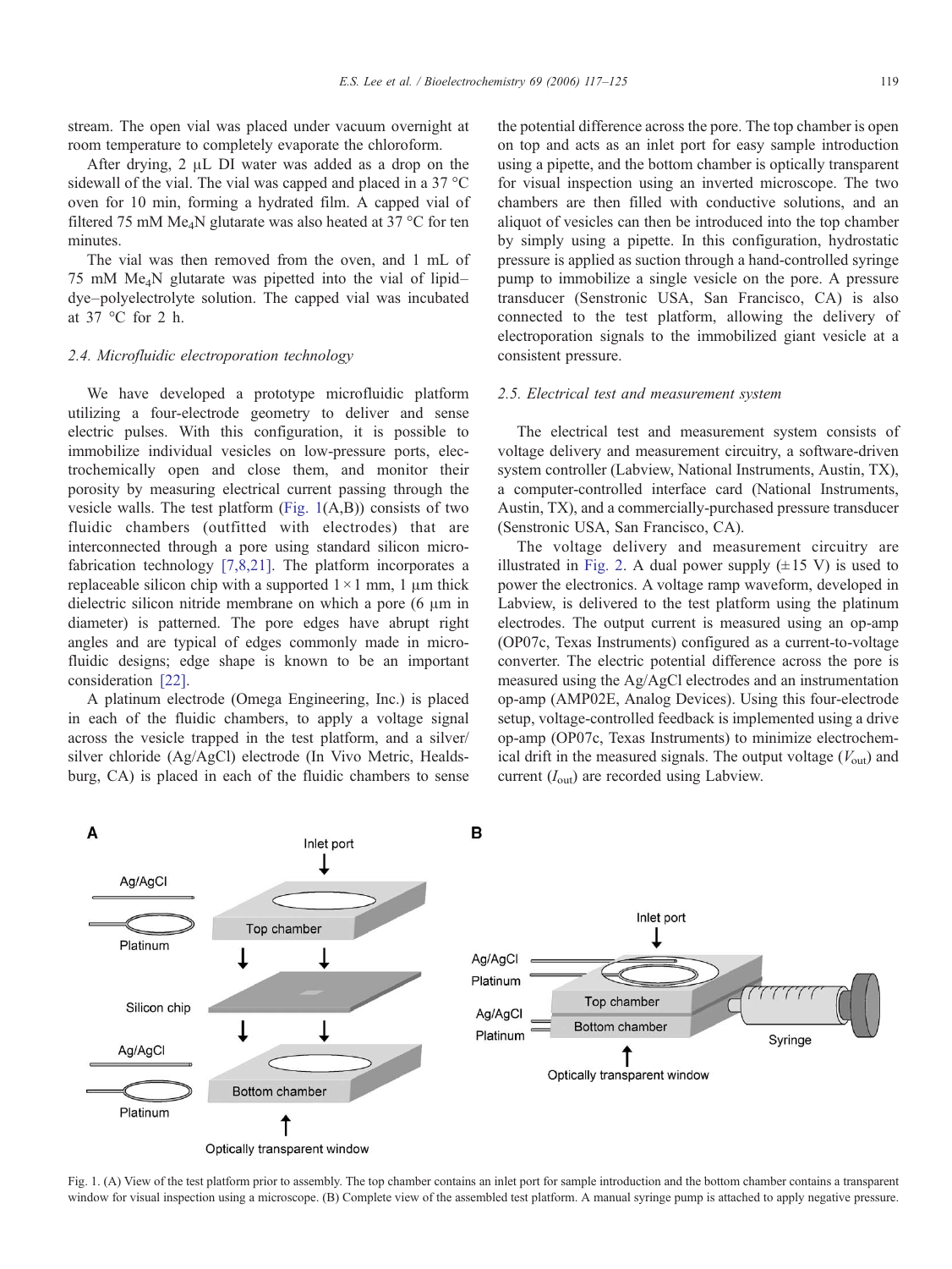stream. The open vial was placed under vacuum overnight at room temperature to completely evaporate the chloroform.

After drying, 2 μL DI water was added as a drop on the sidewall of the vial. The vial was capped and placed in a 37 °C oven for 10 min, forming a hydrated film. A capped vial of filtered 75 mM $Me_4N$ glutarate was also heated at 37 °C for ten minutes.

The vial was then removed from the oven, and 1 mL of 75 mM $Me_4N$ glutarate was pipetted into the vial of lipid–dye–polyelectrolyte solution. The capped vial was incubated at 37 °C for 2 h.

### 2.4. Microfluidic electroporation technology

We have developed a prototype microfluidic platform utilizing a four-electrode geometry to deliver and sense electric pulses. With this configuration, it is possible to immobilize individual vesicles on low-pressure ports, electrochemically open and close them, and monitor their porosity by measuring electrical current passing through the vesicle walls. The test platform (Fig. 1(A,B)) consists of two fluidic chambers (outfitted with electrodes) that are interconnected through a pore using standard silicon microfabrication technology [7,8,21]. The platform incorporates a replaceable silicon chip with a supported 1 × 1 mm, 1 μm thick dielectric silicon nitride membrane on which a pore (6 μm in diameter) is patterned. The pore edges have abrupt right angles and are typical of edges commonly made in microfluidic designs; edge shape is known to be an important consideration [22].

A platinum electrode (Omega Engineering, Inc.) is placed in each of the fluidic chambers, to apply a voltage signal across the vesicle trapped in the test platform, and a silver/silver chloride (Ag/AgCl) electrode (In Vivo Metric, Healdsburg, CA) is placed in each of the fluidic chambers to sense the potential difference across the pore. The top chamber is open on top and acts as an inlet port for easy sample introduction using a pipette, and the bottom chamber is optically transparent for visual inspection using an inverted microscope. The two chambers are then filled with conductive solutions, and an aliquot of vesicles can then be introduced into the top chamber by simply using a pipette. In this configuration, hydrostatic pressure is applied as suction through a hand-controlled syringe pump to immobilize a single vesicle on the pore. A pressure transducer (Senstronic USA, San Francisco, CA) is also connected to the test platform, allowing the delivery of electroporation signals to the immobilized giant vesicle at a consistent pressure.

### 2.5. Electrical test and measurement system

The electrical test and measurement system consists of voltage delivery and measurement circuitry, a software-driven system controller (Labview, National Instruments, Austin, TX), a computer-controlled interface card (National Instruments, Austin, TX), and a commercially-purchased pressure transducer (Senstronic USA, San Francisco, CA).

The voltage delivery and measurement circuitry are illustrated in Fig. 2. A dual power supply (±15 V) is used to power the electronics. A voltage ramp waveform, developed in Labview, is delivered to the test platform using the platinum electrodes. The output current is measured using an op-amp (OP07c, Texas Instruments) configured as a current-to-voltage converter. The electric potential difference across the pore is measured using the Ag/AgCl electrodes and an instrumentation op-amp (AMP02E, Analog Devices). Using this four-electrode setup, voltage-controlled feedback is implemented using a drive op-amp (OP07c, Texas Instruments) to minimize electrochemical drift in the measured signals. The output voltage ($V_{out}$) and current ($I_{out}$) are recorded using Labview.

Fig. 1. (A) View of the test platform prior to assembly. The top chamber contains an inlet port for sample introduction and the bottom chamber contains a transparent window for visual inspection using a microscope. (B) Complete view of the assembled test platform. A manual syringe pump is attached to apply negative pressure.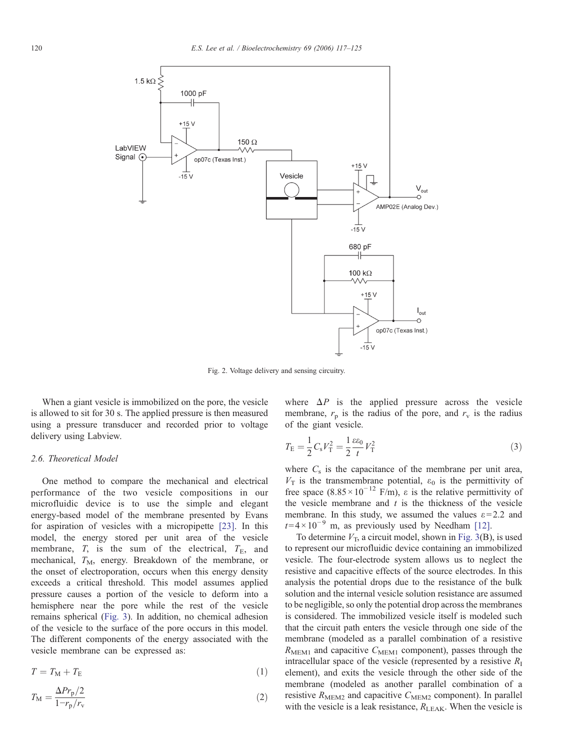Fig. 2. Voltage delivery and sensing circuitry.

When a giant vesicle is immobilized on the pore, the vesicle is allowed to sit for 30 s. The applied pressure is then measured using a pressure transducer and recorded prior to voltage delivery using Labview.

### 2.6. Theoretical Model

One method to compare the mechanical and electrical performance of the two vesicle compositions in our microfluidic device is to use the simple and elegant energy-based model of the membrane presented by Evans for aspiration of vesicles with a micropipette [23]. In this model, the energy stored per unit area of the vesicle membrane, $T$, is the sum of the electrical, $T_E$, and mechanical, $T_M$, energy. Breakdown of the membrane, or the onset of electroporation, occurs when this energy density exceeds a critical threshold. This model assumes applied pressure causes a portion of the vesicle to deform into a hemisphere near the pore while the rest of the vesicle remains spherical (Fig. 3). In addition, no chemical adhesion of the vesicle to the surface of the pore occurs in this model. The different components of the energy associated with the vesicle membrane can be expressed as:

$$T = T_M + T_E \tag{1}$$

$$T_M = \frac{\Delta P r_p / 2}{1 - r_p / r_v} \tag{2}$$

where $\Delta P$ is the applied pressure across the vesicle membrane, $r_p$ is the radius of the pore, and $r_v$ is the radius of the giant vesicle.

$$T_E = \frac{1}{2} C_s V_T^2 = \frac{1}{2} \frac{\varepsilon \varepsilon_0}{t} V_T^2 \tag{3}$$

where $C_s$ is the capacitance of the membrane per unit area, $V_T$ is the transmembrane potential, $\varepsilon_0$ is the permittivity of free space ($8.85 \times 10^{-12}$ F/m), $\varepsilon$ is the relative permittivity of the vesicle membrane and $t$ is the thickness of the vesicle membrane. In this study, we assumed the values $\varepsilon = 2.2$ and $t = 4 \times 10^{-9}$ m, as previously used by Needham [12].

To determine $V_T$, a circuit model, shown in Fig. 3(B), is used to represent our microfluidic device containing an immobilized vesicle. The four-electrode system allows us to neglect the resistive and capacitive effects of the source electrodes. In this analysis the potential drops due to the resistance of the bulk solution and the internal vesicle solution resistance are assumed to be negligible, so only the potential drop across the membranes is considered. The immobilized vesicle itself is modeled such that the circuit path enters the vesicle through one side of the membrane (modeled as a parallel combination of a resistive $R_{MEM1}$ and capacitive $C_{MEM1}$ component), passes through the intracellular space of the vesicle (represented by a resistive $R_I$ element), and exits the vesicle through the other side of the membrane (modeled as another parallel combination of a resistive $R_{MEM2}$ and capacitive $C_{MEM2}$ component). In parallel with the vesicle is a leak resistance, $R_{LEAK}$. When the vesicle is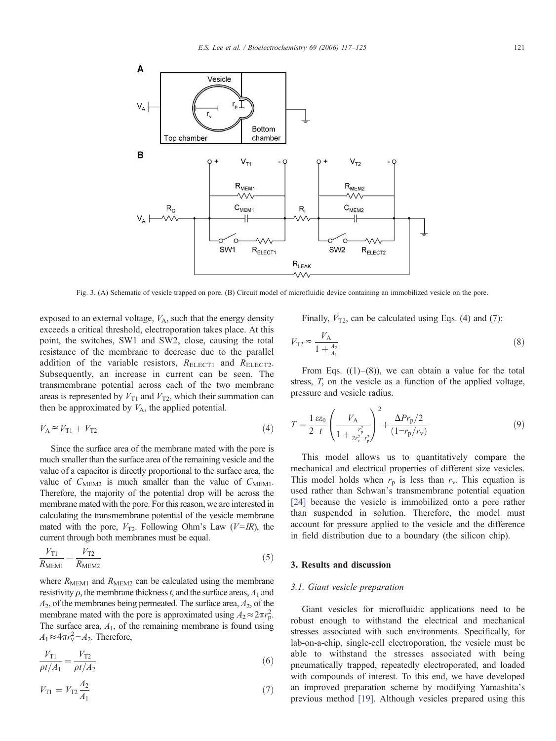Fig. 3. (A) Schematic of vesicle trapped on pore. (B) Circuit model of microfluidic device containing an immobilized vesicle on the pore.

exposed to an external voltage, $V_A$, such that the energy density exceeds a critical threshold, electroporation takes place. At this point, the switches, SW1 and SW2, close, causing the total resistance of the membrane to decrease due to the parallel addition of the variable resistors, $R_{ELECT1}$ and $R_{ELECT2}$. Subsequently, an increase in current can be seen. The transmembrane potential across each of the two membrane areas is represented by $V_{T1}$ and $V_{T2}$, which their summation can then be approximated by $V_A$, the applied potential.

$$V_A \approx V_{T1} + V_{T2} \tag{4}$$

Since the surface area of the membrane mated with the pore is much smaller than the surface area of the remaining vesicle and the value of a capacitor is directly proportional to the surface area, the value of $C_{MEM2}$ is much smaller than the value of $C_{MEM1}$. Therefore, the majority of the potential drop will be across the membrane mated with the pore. For this reason, we are interested in calculating the transmembrane potential of the vesicle membrane mated with the pore, $V_{T2}$. Following Ohm's Law ($V=IR$), the current through both membranes must be equal.

$$\frac{V_{T1}}{R_{MEM1}} = \frac{V_{T2}}{R_{MEM2}} \tag{5}$$

where $R_{MEM1}$ and $R_{MEM2}$ can be calculated using the membrane resistivity $\rho$, the membrane thickness $t$, and the surface areas, $A_1$ and $A_2$, of the membranes being permeated. The surface area, $A_2$, of the membrane mated with the pore is approximated using $A_2 \approx 2\pi r_p^2$. The surface area, $A_1$, of the remaining membrane is found using $A_1 \approx 4\pi r_v^2 - A_2$. Therefore,

$$\frac{V_{T1}}{\rho t / A_1} = \frac{V_{T2}}{\rho t / A_2} \tag{6}$$

$$V_{T1} = V_{T2} \frac{A_2}{A_1} \tag{7}$$

Finally, $V_{T2}$, can be calculated using Eqs. (4) and (7):

$$V_{T2} \approx \frac{V_A}{1 + \frac{A_2}{A_1}} \tag{8}$$

From Eqs. ((1)–(8)), we can obtain a value for the total stress, $T$, on the vesicle as a function of the applied voltage, pressure and vesicle radius.

$$T = \frac{1}{2} \frac{\varepsilon \varepsilon_0}{t} \left( \frac{V_A}{1 + \frac{r_p^2}{2r_v^2 - r_p^2}} \right)^2 + \frac{\Delta P r_p / 2}{(1 - r_p / r_v)} \tag{9}$$

This model allows us to quantitatively compare the mechanical and electrical properties of different size vesicles. This model holds when $r_p$ is less than $r_v$. This equation is used rather than Schwan's transmembrane potential equation [24] because the vesicle is immobilized onto a pore rather than suspended in solution. Therefore, the model must account for pressure applied to the vesicle and the difference in field distribution due to a boundary (the silicon chip).

## 3. Results and discussion

### 3.1. Giant vesicle preparation

Giant vesicles for microfluidic applications need to be robust enough to withstand the electrical and mechanical stresses associated with such environments. Specifically, for lab-on-a-chip, single-cell electroporation, the vesicle must be able to withstand the stresses associated with being pneumatically trapped, repeatedly electroporated, and loaded with compounds of interest. To this end, we have developed an improved preparation scheme by modifying Yamashita's previous method [19]. Although vesicles prepared using this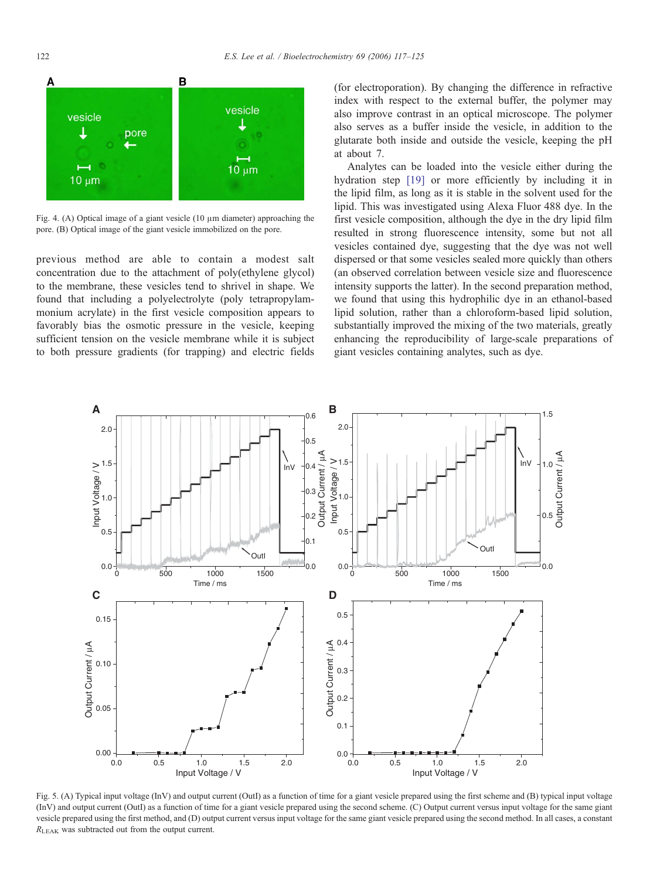A

vesicle

pore

10 μm

B

vesicle

10 μm

Fig. 4. (A) Optical image of a giant vesicle (10 μm diameter) approaching the pore. (B) Optical image of the giant vesicle immobilized on the pore.

previous method are able to contain a modest salt concentration due to the attachment of poly(ethylene glycol) to the membrane, these vesicles tend to shrivel in shape. We found that including a polyelectrolyte (poly tetrapropylammonium acrylate) in the first vesicle composition appears to favorably bias the osmotic pressure in the vesicle, keeping sufficient tension on the vesicle membrane while it is subject to both pressure gradients (for trapping) and electric fields (for electroporation). By changing the difference in refractive index with respect to the external buffer, the polymer may also improve contrast in an optical microscope. The polymer also serves as a buffer inside the vesicle, in addition to the glutarate both inside and outside the vesicle, keeping the pH at about 7.

Analytes can be loaded into the vesicle either during the hydration step [19] or more efficiently by including it in the lipid film, as long as it is stable in the solvent used for the lipid. This was investigated using Alexa Fluor 488 dye. In the first vesicle composition, although the dye in the dry lipid film resulted in strong fluorescence intensity, some but not all vesicles contained dye, suggesting that the dye was not well dispersed or that some vesicles sealed more quickly than others (an observed correlation between vesicle size and fluorescence intensity supports the latter). In the second preparation method, we found that using this hydrophilic dye in an ethanol-based lipid solution, rather than a chloroform-based lipid solution, substantially improved the mixing of the two materials, greatly enhancing the reproducibility of large-scale preparations of giant vesicles containing analytes, such as dye.

A

Input Voltage / V

Output Current / μA

Time / ms

InV

OutI

B

Input Voltage / V

Output Current / μA

Time / ms

InV

OutI

C

Output Current / μA

Input Voltage / V

D

Output Current / μA

Input Voltage / V

Fig. 5. (A) Typical input voltage (InV) and output current (OutI) as a function of time for a giant vesicle prepared using the first scheme and (B) typical input voltage (InV) and output current (OutI) as a function of time for a giant vesicle prepared using the second scheme. (C) Output current versus input voltage for the same giant vesicle prepared using the first method, and (D) output current versus input voltage for the same giant vesicle prepared using the second method. In all cases, a constant $R_{\mathrm{LEAK}}$ was subtracted out from the output current.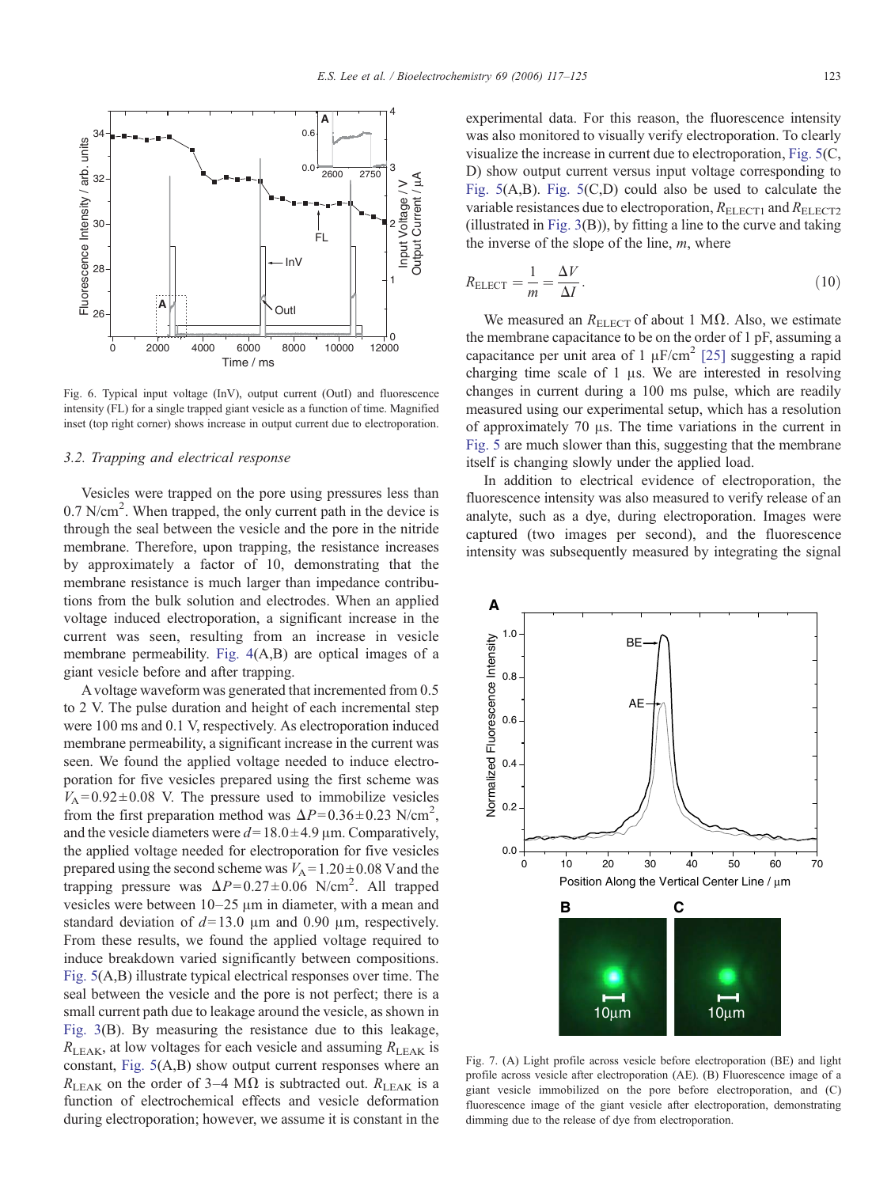Fig. 6. Typical input voltage (InV), output current (OutI) and fluorescence intensity (FL) for a single trapped giant vesicle as a function of time. Magnified inset (top right corner) shows increase in output current due to electroporation.

### 3.2. Trapping and electrical response

Vesicles were trapped on the pore using pressures less than 0.7 N/cm$^2$. When trapped, the only current path in the device is through the seal between the vesicle and the pore in the nitride membrane. Therefore, upon trapping, the resistance increases by approximately a factor of 10, demonstrating that the membrane resistance is much larger than impedance contributions from the bulk solution and electrodes. When an applied voltage induced electroporation, a significant increase in the current was seen, resulting from an increase in vesicle membrane permeability. Fig. 4(A,B) are optical images of a giant vesicle before and after trapping.

A voltage waveform was generated that incremented from 0.5 to 2 V. The pulse duration and height of each incremental step were 100 ms and 0.1 V, respectively. As electroporation induced membrane permeability, a significant increase in the current was seen. We found the applied voltage needed to induce electroporation for five vesicles prepared using the first scheme was $V_A = 0.92 \pm 0.08$ V. The pressure used to immobilize vesicles from the first preparation method was $\Delta P = 0.36 \pm 0.23$ N/cm$^2$, and the vesicle diameters were $d = 18.0 \pm 4.9$ μm. Comparatively, the applied voltage needed for electroporation for five vesicles prepared using the second scheme was $V_A = 1.20 \pm 0.08$ V and the trapping pressure was $\Delta P = 0.27 \pm 0.06$ N/cm$^2$. All trapped vesicles were between 10–25 μm in diameter, with a mean and standard deviation of $d = 13.0$ μm and 0.90 μm, respectively. From these results, we found the applied voltage required to induce breakdown varied significantly between compositions. Fig. 5(A,B) illustrate typical electrical responses over time. The seal between the vesicle and the pore is not perfect; there is a small current path due to leakage around the vesicle, as shown in Fig. 3(B). By measuring the resistance due to this leakage, $R_{LEAK}$, at low voltages for each vesicle and assuming $R_{LEAK}$ is constant, Fig. 5(A,B) show output current responses where an $R_{LEAK}$ on the order of 3–4 MΩ is subtracted out. $R_{LEAK}$ is a function of electrochemical effects and vesicle deformation during electroporation; however, we assume it is constant in the experimental data. For this reason, the fluorescence intensity was also monitored to visually verify electroporation. To clearly visualize the increase in current due to electroporation, Fig. 5(C, D) show output current versus input voltage corresponding to Fig. 5(A,B). Fig. 5(C,D) could also be used to calculate the variable resistances due to electroporation, $R_{ELECT1}$ and $R_{ELECT2}$ (illustrated in Fig. 3(B)), by fitting a line to the curve and taking the inverse of the slope of the line, $m$, where

$$R_{ELECT} = \frac{1}{m} = \frac{\Delta V}{\Delta I}. \tag{10}$$

We measured an $R_{ELECT}$ of about 1 MΩ. Also, we estimate the membrane capacitance to be on the order of 1 pF, assuming a capacitance per unit area of 1 μF/cm$^2$ [25] suggesting a rapid charging time scale of 1 μs. We are interested in resolving changes in current during a 100 ms pulse, which are readily measured using our experimental setup, which has a resolution of approximately 70 μs. The time variations in the current in Fig. 5 are much slower than this, suggesting that the membrane itself is changing slowly under the applied load.

In addition to electrical evidence of electroporation, the fluorescence intensity was also measured to verify release of an analyte, such as a dye, during electroporation. Images were captured (two images per second), and the fluorescence intensity was subsequently measured by integrating the signal

Fig. 7. (A) Light profile across vesicle before electroporation (BE) and light profile across vesicle after electroporation (AE). (B) Fluorescence image of a giant vesicle immobilized on the pore before electroporation, and (C) fluorescence image of the giant vesicle after electroporation, demonstrating dimming due to the release of dye from electroporation.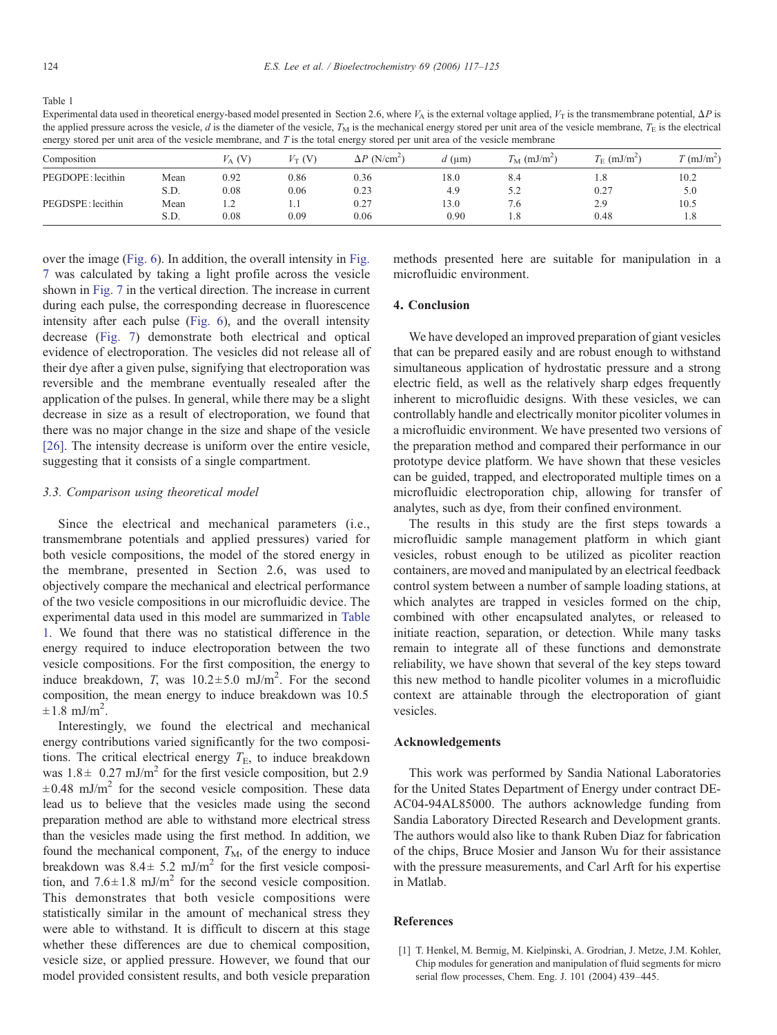Table 1

Experimental data used in theoretical energy-based model presented in Section 2.6, where $V_A$ is the external voltage applied, $V_T$ is the transmembrane potential, $\Delta P$ is the applied pressure across the vesicle, $d$ is the diameter of the vesicle, $T_M$ is the mechanical energy stored per unit area of the vesicle membrane, $T_E$ is the electrical energy stored per unit area of the vesicle membrane, and $T$ is the total energy stored per unit area of the vesicle membrane

| Composition | | $V_A$ (V) | $V_T$ (V) | $\Delta P$ (N/cm$^2$) | $d$ (μm) | $T_M$ (mJ/m$^2$) | $T_E$ (mJ/m$^2$) | $T$ (mJ/m$^2$) |
|---|---|---|---|---|---|---|---|---|
| PEGDOPE : lecithin | Mean | 0.92 | 0.86 | 0.36 | 18.0 | 8.4 | 1.8 | 10.2 |
| | S.D. | 0.08 | 0.06 | 0.23 | 4.9 | 5.2 | 0.27 | 5.0 |
| PEGDSPE : lecithin | Mean | 1.2 | 1.1 | 0.27 | 13.0 | 7.6 | 2.9 | 10.5 |
| | S.D. | 0.08 | 0.09 | 0.06 | 0.90 | 1.8 | 0.48 | 1.8 |

over the image (Fig. 6). In addition, the overall intensity in Fig. 7 was calculated by taking a light profile across the vesicle shown in Fig. 7 in the vertical direction. The increase in current during each pulse, the corresponding decrease in fluorescence intensity after each pulse (Fig. 6), and the overall intensity decrease (Fig. 7) demonstrate both electrical and optical evidence of electroporation. The vesicles did not release all of their dye after a given pulse, signifying that electroporation was reversible and the membrane eventually resealed after the application of the pulses. In general, while there may be a slight decrease in size as a result of electroporation, we found that there was no major change in the size and shape of the vesicle [26]. The intensity decrease is uniform over the entire vesicle, suggesting that it consists of a single compartment.

### 3.3. Comparison using theoretical model

Since the electrical and mechanical parameters (i.e., transmembrane potentials and applied pressures) varied for both vesicle compositions, the model of the stored energy in the membrane, presented in Section 2.6, was used to objectively compare the mechanical and electrical performance of the two vesicle compositions in our microfluidic device. The experimental data used in this model are summarized in Table 1. We found that there was no statistical difference in the energy required to induce electroporation between the two vesicle compositions. For the first composition, the energy to induce breakdown, $T$, was $10.2 \pm 5.0$ mJ/m$^2$. For the second composition, the mean energy to induce breakdown was $10.5 \pm 1.8$ mJ/m$^2$.

Interestingly, we found the electrical and mechanical energy contributions varied significantly for the two compositions. The critical electrical energy $T_E$, to induce breakdown was $1.8 \pm 0.27$ mJ/m$^2$ for the first vesicle composition, but $2.9 \pm 0.48$ mJ/m$^2$ for the second vesicle composition. These data lead us to believe that the vesicles made using the second preparation method are able to withstand more electrical stress than the vesicles made using the first method. In addition, we found the mechanical component, $T_M$, of the energy to induce breakdown was $8.4 \pm 5.2$ mJ/m$^2$ for the first vesicle composition, and $7.6 \pm 1.8$ mJ/m$^2$ for the second vesicle composition. This demonstrates that both vesicle compositions were statistically similar in the amount of mechanical stress they were able to withstand. It is difficult to discern at this stage whether these differences are due to chemical composition, vesicle size, or applied pressure. However, we found that our model provided consistent results, and both vesicle preparation methods presented here are suitable for manipulation in a microfluidic environment.

## 4. Conclusion

We have developed an improved preparation of giant vesicles that can be prepared easily and are robust enough to withstand simultaneous application of hydrostatic pressure and a strong electric field, as well as the relatively sharp edges frequently inherent to microfluidic designs. With these vesicles, we can controllably handle and electrically monitor picoliter volumes in a microfluidic environment. We have presented two versions of the preparation method and compared their performance in our prototype device platform. We have shown that these vesicles can be guided, trapped, and electroporated multiple times on a microfluidic electroporation chip, allowing for transfer of analytes, such as dye, from their confined environment.

The results in this study are the first steps towards a microfluidic sample management platform in which giant vesicles, robust enough to be utilized as picoliter reaction containers, are moved and manipulated by an electrical feedback control system between a number of sample loading stations, at which analytes are trapped in vesicles formed on the chip, combined with other encapsulated analytes, or released to initiate reaction, separation, or detection. While many tasks remain to integrate all of these functions and demonstrate reliability, we have shown that several of the key steps toward this new method to handle picoliter volumes in a microfluidic context are attainable through the electroporation of giant vesicles.

## Acknowledgements

This work was performed by Sandia National Laboratories for the United States Department of Energy under contract DE-AC04-94AL85000. The authors acknowledge funding from Sandia Laboratory Directed Research and Development grants. The authors would also like to thank Ruben Diaz for fabrication of the chips, Bruce Mosier and Janson Wu for their assistance with the pressure measurements, and Carl Arft for his expertise in Matlab.

## References

[1] T. Henkel, M. Bermig, M. Kielpinski, A. Grodrian, J. Metze, J.M. Kohler, Chip modules for generation and manipulation of fluid segments for micro serial flow processes, Chem. Eng. J. 101 (2004) 439–445.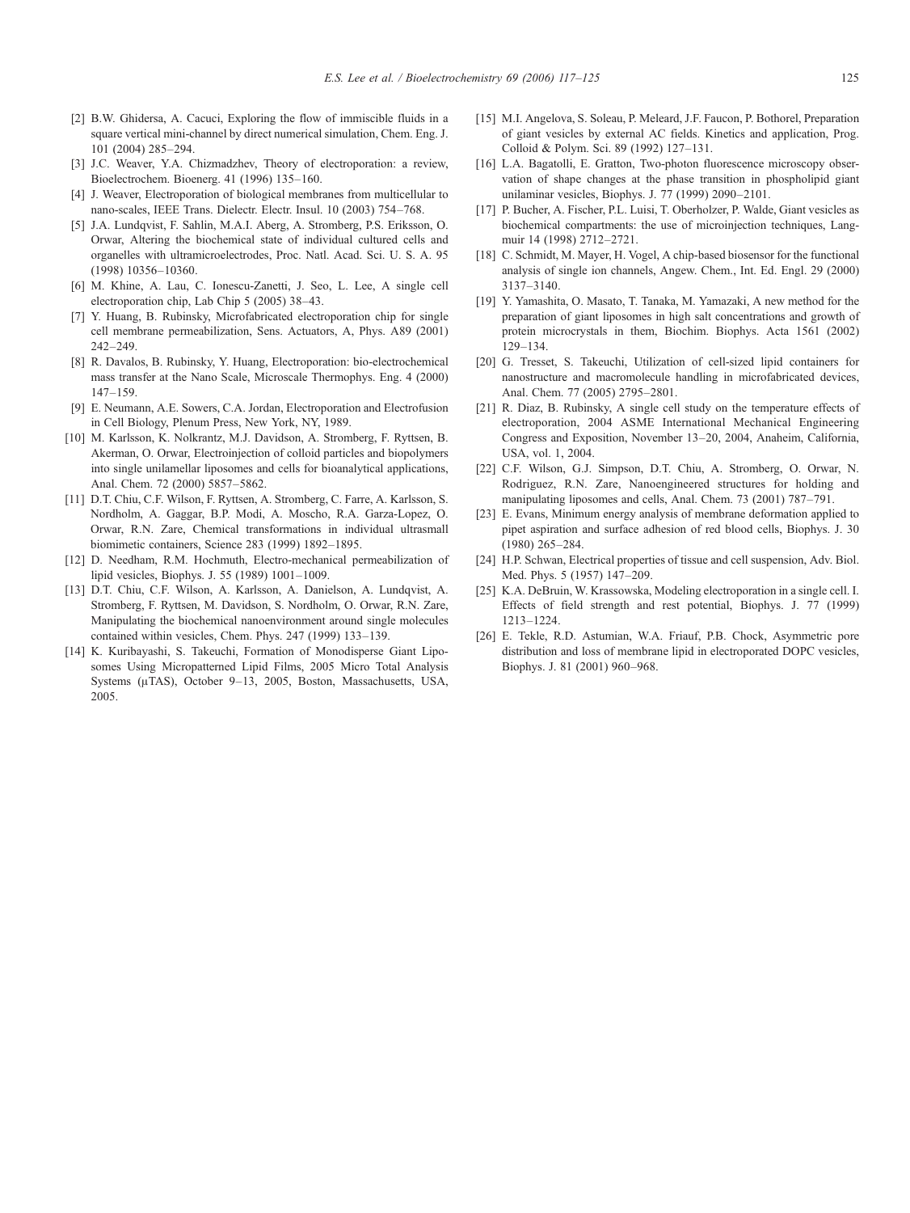[2] B.W. Ghidersa, A. Cacuci, Exploring the flow of immiscible fluids in a square vertical mini-channel by direct numerical simulation, Chem. Eng. J. 101 (2004) 285–294.

[3] J.C. Weaver, Y.A. Chizmadzhev, Theory of electroporation: a review, Bioelectrochem. Bioenerg. 41 (1996) 135–160.

[4] J. Weaver, Electroporation of biological membranes from multicellular to nano-scales, IEEE Trans. Dielectr. Electr. Insul. 10 (2003) 754–768.

[5] J.A. Lundqvist, F. Sahlin, M.A.I. Aberg, A. Stromberg, P.S. Eriksson, O. Orwar, Altering the biochemical state of individual cultured cells and organelles with ultramicroelectrodes, Proc. Natl. Acad. Sci. U. S. A. 95 (1998) 10356–10360.

[6] M. Khine, A. Lau, C. Ionescu-Zanetti, J. Seo, L. Lee, A single cell electroporation chip, Lab Chip 5 (2005) 38–43.

[7] Y. Huang, B. Rubinsky, Microfabricated electroporation chip for single cell membrane permeabilization, Sens. Actuators, A, Phys. A89 (2001) 242–249.

[8] R. Davalos, B. Rubinsky, Y. Huang, Electroporation: bio-electrochemical mass transfer at the Nano Scale, Microscale Thermophys. Eng. 4 (2000) 147–159.

[9] E. Neumann, A.E. Sowers, C.A. Jordan, Electroporation and Electrofusion in Cell Biology, Plenum Press, New York, NY, 1989.

[10] M. Karlsson, K. Nolkrantz, M.J. Davidson, A. Stromberg, F. Ryttsen, B. Akerman, O. Orwar, Electroinjection of colloid particles and biopolymers into single unilamellar liposomes and cells for bioanalytical applications, Anal. Chem. 72 (2000) 5857–5862.

[11] D.T. Chiu, C.F. Wilson, F. Ryttsen, A. Stromberg, C. Farre, A. Karlsson, S. Nordholm, A. Gaggar, B.P. Modi, A. Moscho, R.A. Garza-Lopez, O. Orwar, R.N. Zare, Chemical transformations in individual ultrasmall biomimetic containers, Science 283 (1999) 1892–1895.

[12] D. Needham, R.M. Hochmuth, Electro-mechanical permeabilization of lipid vesicles, Biophys. J. 55 (1989) 1001–1009.

[13] D.T. Chiu, C.F. Wilson, A. Karlsson, A. Danielson, A. Lundqvist, A. Stromberg, F. Ryttsen, M. Davidson, S. Nordholm, O. Orwar, R.N. Zare, Manipulating the biochemical nanoenvironment around single molecules contained within vesicles, Chem. Phys. 247 (1999) 133–139.

[14] K. Kuribayashi, S. Takeuchi, Formation of Monodisperse Giant Liposomes Using Micropatterned Lipid Films, 2005 Micro Total Analysis Systems (μTAS), October 9–13, 2005, Boston, Massachusetts, USA, 2005.

[15] M.I. Angelova, S. Soleau, P. Meleard, J.F. Faucon, P. Bothorel, Preparation of giant vesicles by external AC fields. Kinetics and application, Prog. Colloid & Polym. Sci. 89 (1992) 127–131.

[16] L.A. Bagatolli, E. Gratton, Two-photon fluorescence microscopy observation of shape changes at the phase transition in phospholipid giant unilaminar vesicles, Biophys. J. 77 (1999) 2090–2101.

[17] P. Bucher, A. Fischer, P.L. Luisi, T. Oberholzer, P. Walde, Giant vesicles as biochemical compartments: the use of microinjection techniques, Langmuir 14 (1998) 2712–2721.

[18] C. Schmidt, M. Mayer, H. Vogel, A chip-based biosensor for the functional analysis of single ion channels, Angew. Chem., Int. Ed. Engl. 29 (2000) 3137–3140.

[19] Y. Yamashita, O. Masato, T. Tanaka, M. Yamazaki, A new method for the preparation of giant liposomes in high salt concentrations and growth of protein microcrystals in them, Biochim. Biophys. Acta 1561 (2002) 129–134.

[20] G. Tresset, S. Takeuchi, Utilization of cell-sized lipid containers for nanostructure and macromolecule handling in microfabricated devices, Anal. Chem. 77 (2005) 2795–2801.

[21] R. Diaz, B. Rubinsky, A single cell study on the temperature effects of electroporation, 2004 ASME International Mechanical Engineering Congress and Exposition, November 13–20, 2004, Anaheim, California, USA, vol. 1, 2004.

[22] C.F. Wilson, G.J. Simpson, D.T. Chiu, A. Stromberg, O. Orwar, N. Rodriguez, R.N. Zare, Nanoengineered structures for holding and manipulating liposomes and cells, Anal. Chem. 73 (2001) 787–791.

[23] E. Evans, Minimum energy analysis of membrane deformation applied to pipet aspiration and surface adhesion of red blood cells, Biophys. J. 30 (1980) 265–284.

[24] H.P. Schwan, Electrical properties of tissue and cell suspension, Adv. Biol. Med. Phys. 5 (1957) 147–209.

[25] K.A. DeBruin, W. Krassowska, Modeling electroporation in a single cell. I. Effects of field strength and rest potential, Biophys. J. 77 (1999) 1213–1224.

[26] E. Tekle, R.D. Astumian, W.A. Friauf, P.B. Chock, Asymmetric pore distribution and loss of membrane lipid in electroporated DOPC vesicles, Biophys. J. 81 (2001) 960–968.